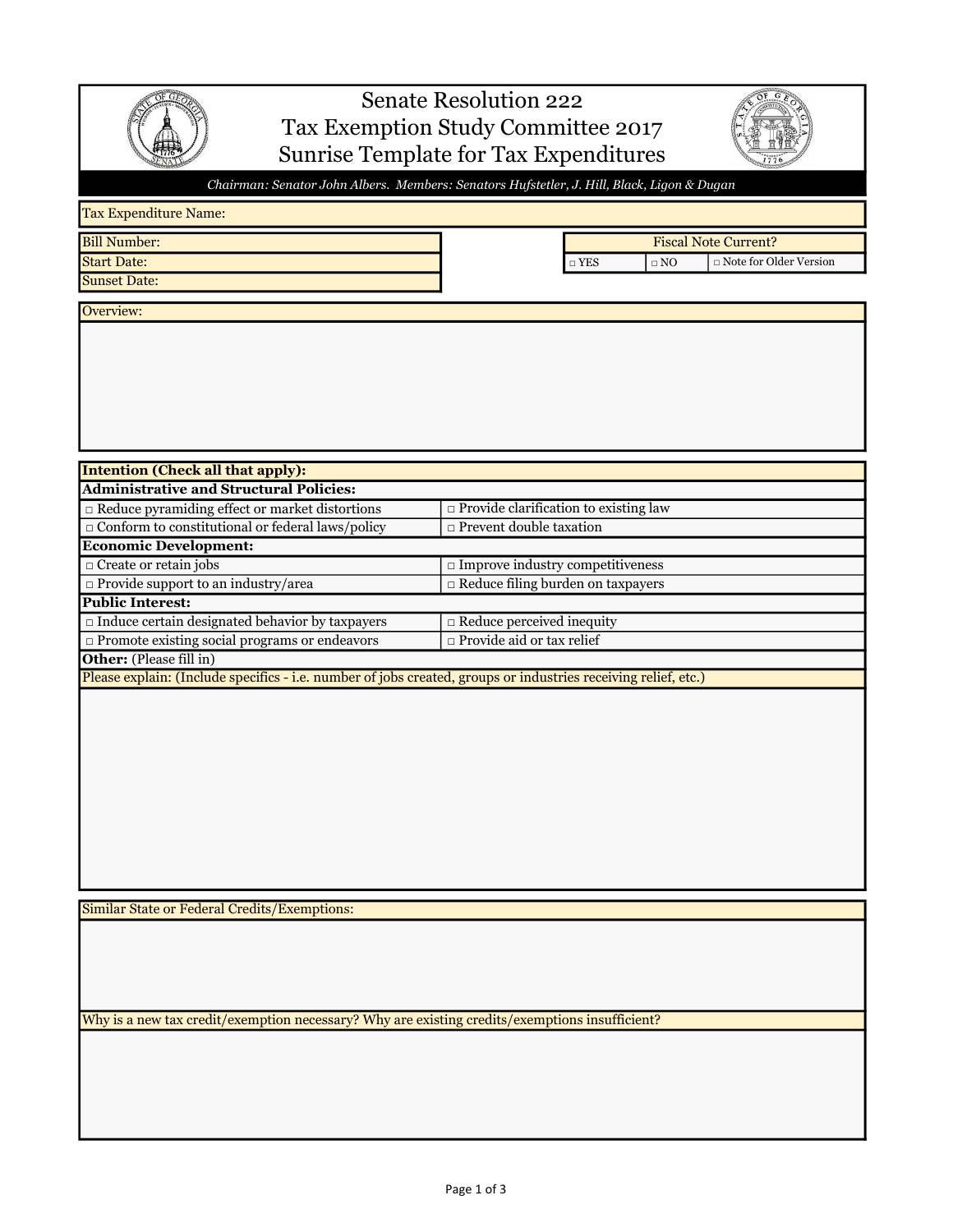# Senate Resolution 222
# Tax Exemption Study Committee 2017
# Sunrise Template for Tax Expenditures

*Chairman: Senator John Albers. Members: Senators Hufstetler, J. Hill, Black, Ligon & Dugan*

Tax Expenditure Name:

Bill Number:

Start Date:

Sunset Date:

| Fiscal Note Current? | | |
|---|---|---|
| □ YES | □ NO | □ Note for Older Version |

Overview:

| **Intention (Check all that apply):** | |
|---|---|
| **Administrative and Structural Policies:** | |
| □ Reduce pyramiding effect or market distortions | □ Provide clarification to existing law |
| □ Conform to constitutional or federal laws/policy | □ Prevent double taxation |
| **Economic Development:** | |
| □ Create or retain jobs | □ Improve industry competitiveness |
| □ Provide support to an industry/area | □ Reduce filing burden on taxpayers |
| **Public Interest:** | |
| □ Induce certain designated behavior by taxpayers | □ Reduce perceived inequity |
| □ Promote existing social programs or endeavors | □ Provide aid or tax relief |
| **Other:** (Please fill in) | |

Please explain: (Include specifics - i.e. number of jobs created, groups or industries receiving relief, etc.)

Similar State or Federal Credits/Exemptions:

Why is a new tax credit/exemption necessary? Why are existing credits/exemptions insufficient?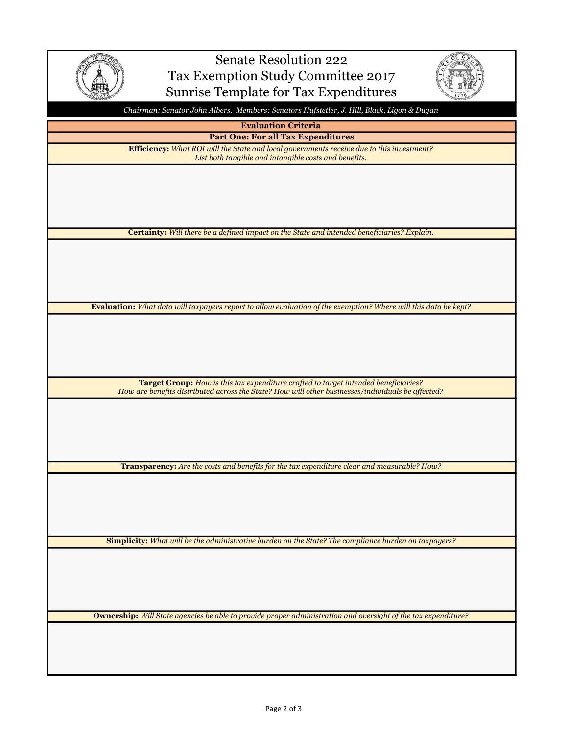# Senate Resolution 222
# Tax Exemption Study Committee 2017
# Sunrise Template for Tax Expenditures

*Chairman: Senator John Albers. Members: Senators Hufstetler, J. Hill, Black, Ligon & Dugan*

## Evaluation Criteria

### Part One: For all Tax Expenditures

**Efficiency:** *What ROI will the State and local governments receive due to this investment? List both tangible and intangible costs and benefits.*

**Certainty:** *Will there be a defined impact on the State and intended beneficiaries? Explain.*

**Evaluation:** *What data will taxpayers report to allow evaluation of the exemption? Where will this data be kept?*

**Target Group:** *How is this tax expenditure crafted to target intended beneficiaries? How are benefits distributed across the State? How will other businesses/individuals be affected?*

**Transparency:** *Are the costs and benefits for the tax expenditure clear and measurable? How?*

**Simplicity:** *What will be the administrative burden on the State? The compliance burden on taxpayers?*

**Ownership:** *Will State agencies be able to provide proper administration and oversight of the tax expenditure?*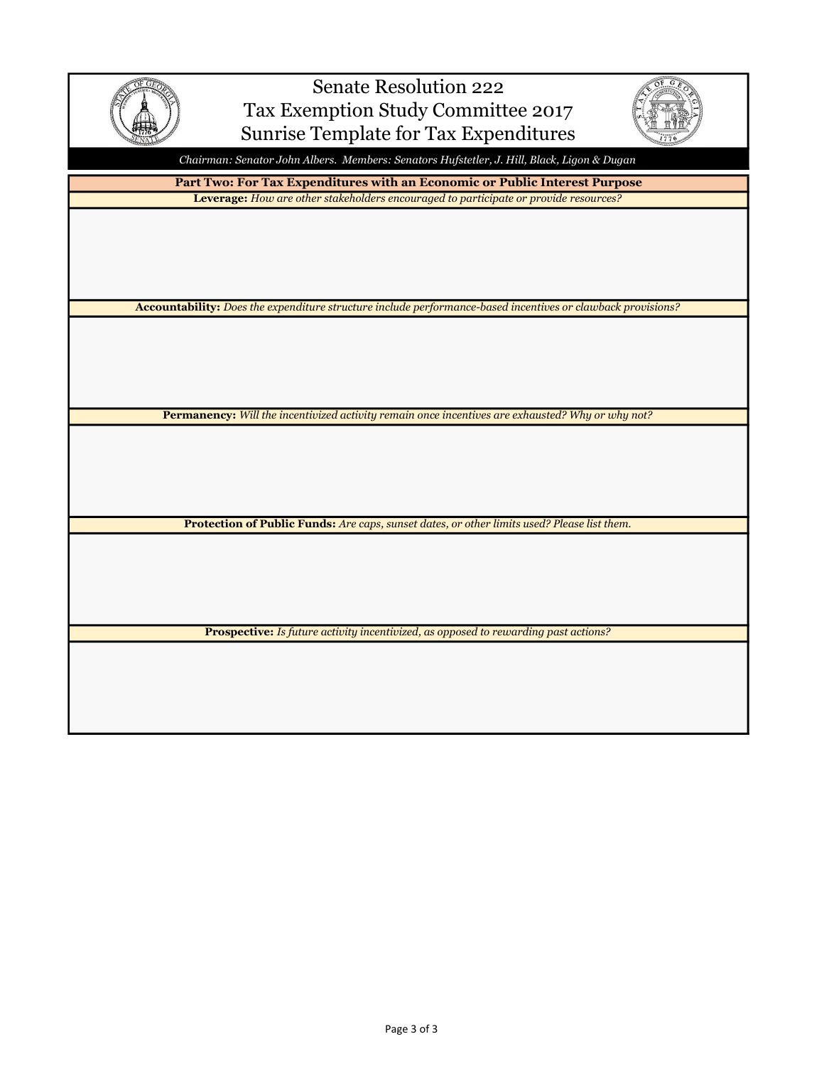# Senate Resolution 222
# Tax Exemption Study Committee 2017
# Sunrise Template for Tax Expenditures

*Chairman: Senator John Albers. Members: Senators Hufstetler, J. Hill, Black, Ligon & Dugan*

## Part Two: For Tax Expenditures with an Economic or Public Interest Purpose

**Leverage:** *How are other stakeholders encouraged to participate or provide resources?*

**Accountability:** *Does the expenditure structure include performance-based incentives or clawback provisions?*

**Permanency:** *Will the incentivized activity remain once incentives are exhausted? Why or why not?*

**Protection of Public Funds:** *Are caps, sunset dates, or other limits used? Please list them.*

**Prospective:** *Is future activity incentivized, as opposed to rewarding past actions?*